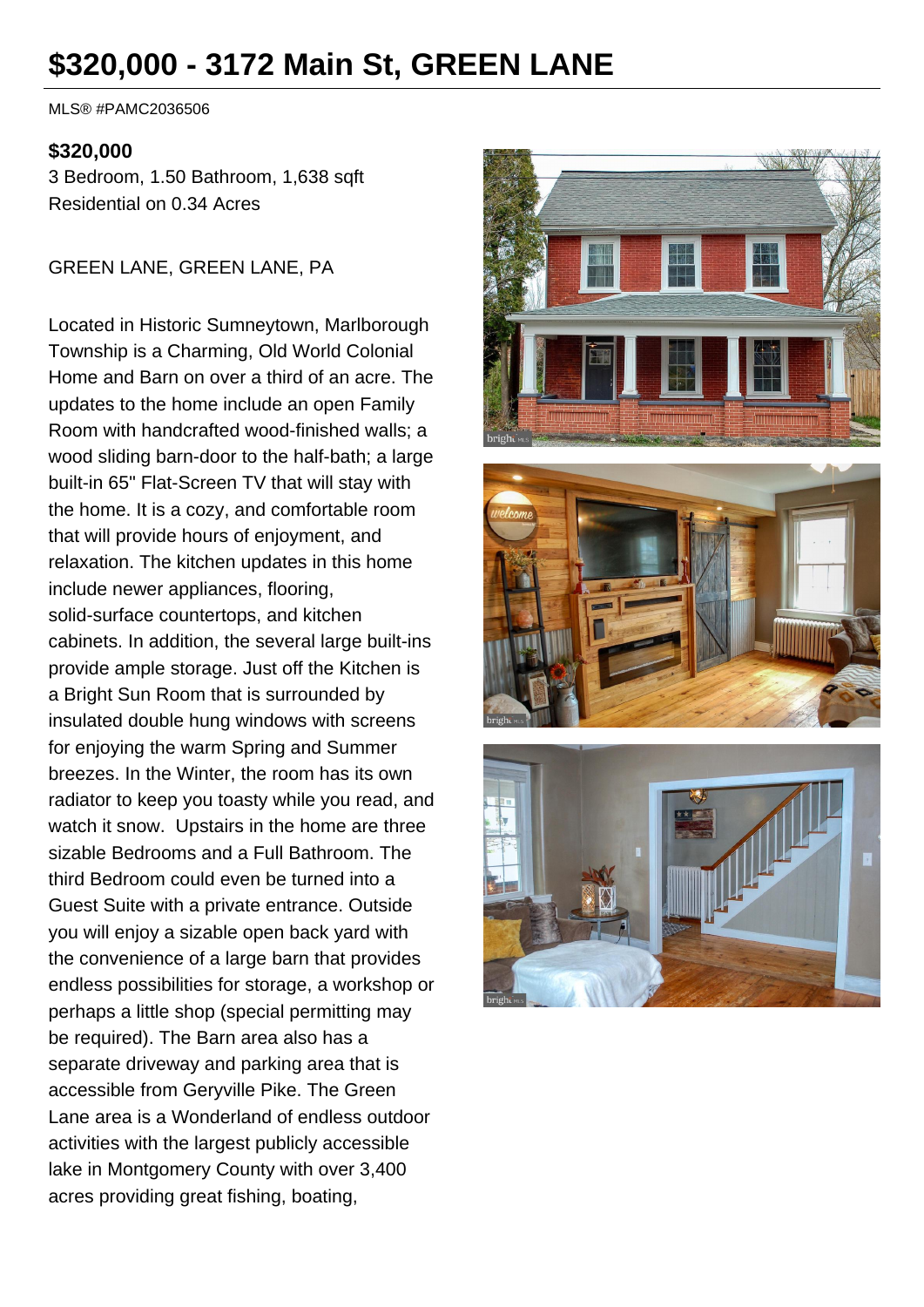# $320,000 - 3172 Main St, GREEN LANE

MLS® #PAMC2036506

**$320,000**

3 Bedroom, 1.50 Bathroom, 1,638 sqft
Residential on 0.34 Acres

GREEN LANE, GREEN LANE, PA

Located in Historic Sumneytown, Marlborough Township is a Charming, Old World Colonial Home and Barn on over a third of an acre. The updates to the home include an open Family Room with handcrafted wood-finished walls; a wood sliding barn-door to the half-bath; a large built-in 65" Flat-Screen TV that will stay with the home. It is a cozy, and comfortable room that will provide hours of enjoyment, and relaxation. The kitchen updates in this home include newer appliances, flooring, solid-surface countertops, and kitchen cabinets. In addition, the several large built-ins provide ample storage. Just off the Kitchen is a Bright Sun Room that is surrounded by insulated double hung windows with screens for enjoying the warm Spring and Summer breezes. In the Winter, the room has its own radiator to keep you toasty while you read, and watch it snow. Upstairs in the home are three sizable Bedrooms and a Full Bathroom. The third Bedroom could even be turned into a Guest Suite with a private entrance. Outside you will enjoy a sizable open back yard with the convenience of a large barn that provides endless possibilities for storage, a workshop or perhaps a little shop (special permitting may be required). The Barn area also has a separate driveway and parking area that is accessible from Geryville Pike. The Green Lane area is a Wonderland of endless outdoor activities with the largest publicly accessible lake in Montgomery County with over 3,400 acres providing great fishing, boating,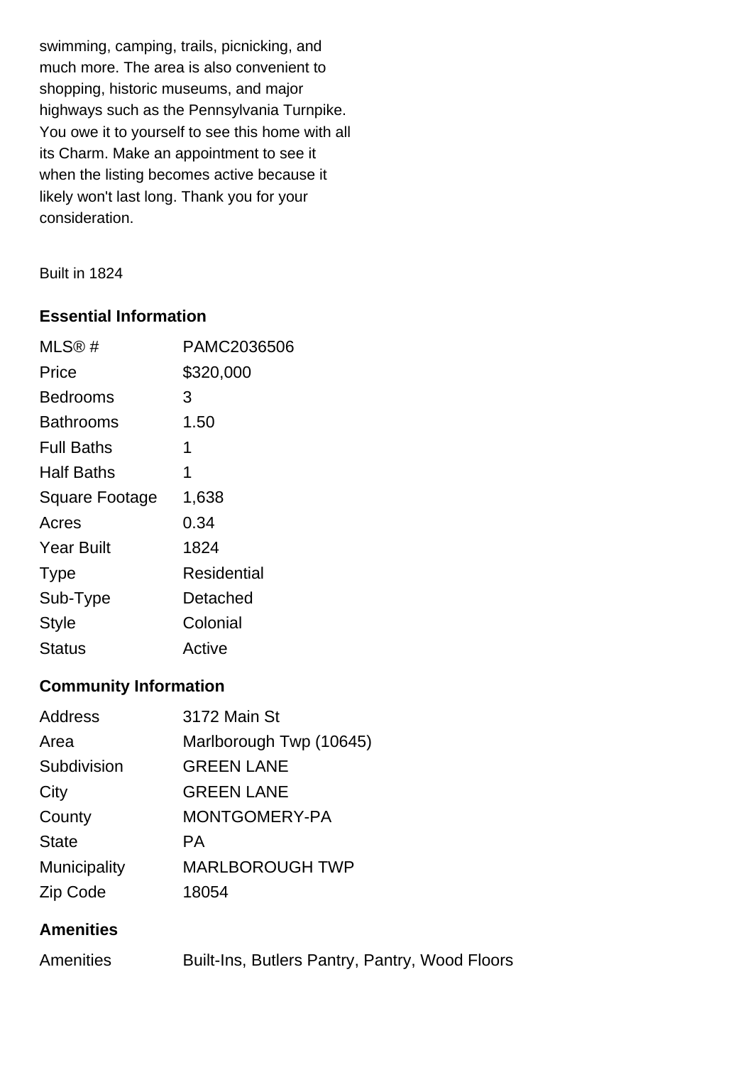swimming, camping, trails, picnicking, and much more. The area is also convenient to shopping, historic museums, and major highways such as the Pennsylvania Turnpike. You owe it to yourself to see this home with all its Charm. Make an appointment to see it when the listing becomes active because it likely won't last long. Thank you for your consideration.

Built in 1824

### Essential Information

| | |
|---|---|
| MLS® # | PAMC2036506 |
| Price | $320,000 |
| Bedrooms | 3 |
| Bathrooms | 1.50 |
| Full Baths | 1 |
| Half Baths | 1 |
| Square Footage | 1,638 |
| Acres | 0.34 |
| Year Built | 1824 |
| Type | Residential |
| Sub-Type | Detached |
| Style | Colonial |
| Status | Active |

### Community Information

| | |
|---|---|
| Address | 3172 Main St |
| Area | Marlborough Twp (10645) |
| Subdivision | GREEN LANE |
| City | GREEN LANE |
| County | MONTGOMERY-PA |
| State | PA |
| Municipality | MARLBOROUGH TWP |
| Zip Code | 18054 |

### Amenities

| | |
|---|---|
| Amenities | Built-Ins, Butlers Pantry, Pantry, Wood Floors |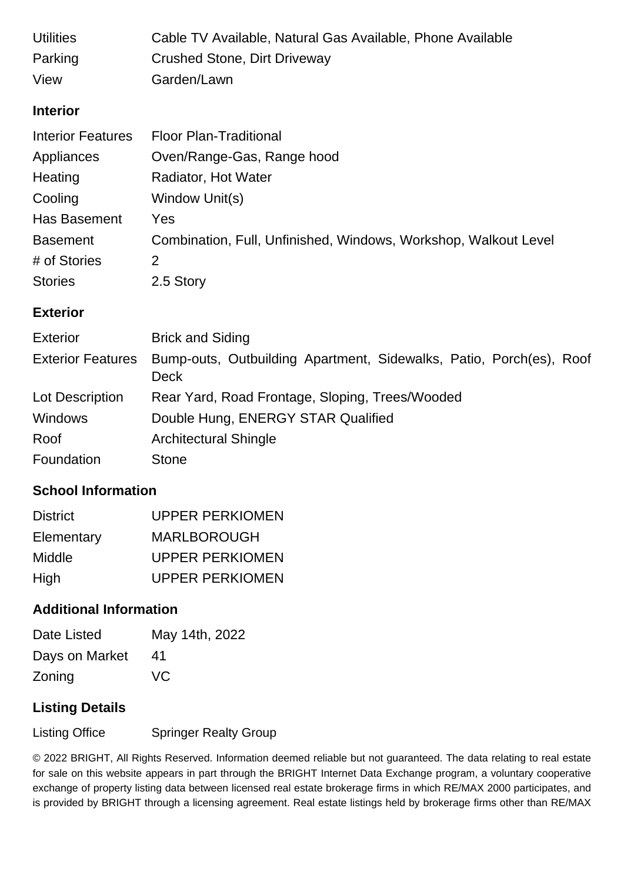| | |
|---|---|
| Utilities | Cable TV Available, Natural Gas Available, Phone Available |
| Parking | Crushed Stone, Dirt Driveway |
| View | Garden/Lawn |

### Interior

| | |
|---|---|
| Interior Features | Floor Plan-Traditional |
| Appliances | Oven/Range-Gas, Range hood |
| Heating | Radiator, Hot Water |
| Cooling | Window Unit(s) |
| Has Basement | Yes |
| Basement | Combination, Full, Unfinished, Windows, Workshop, Walkout Level |
| # of Stories | 2 |
| Stories | 2.5 Story |

### Exterior

| | |
|---|---|
| Exterior | Brick and Siding |
| Exterior Features | Bump-outs, Outbuilding Apartment, Sidewalks, Patio, Porch(es), Roof Deck |
| Lot Description | Rear Yard, Road Frontage, Sloping, Trees/Wooded |
| Windows | Double Hung, ENERGY STAR Qualified |
| Roof | Architectural Shingle |
| Foundation | Stone |

### School Information

| | |
|---|---|
| District | UPPER PERKIOMEN |
| Elementary | MARLBOROUGH |
| Middle | UPPER PERKIOMEN |
| High | UPPER PERKIOMEN |

### Additional Information

| | |
|---|---|
| Date Listed | May 14th, 2022 |
| Days on Market | 41 |
| Zoning | VC |

### Listing Details

| | |
|---|---|
| Listing Office | Springer Realty Group |

© 2022 BRIGHT, All Rights Reserved. Information deemed reliable but not guaranteed. The data relating to real estate for sale on this website appears in part through the BRIGHT Internet Data Exchange program, a voluntary cooperative exchange of property listing data between licensed real estate brokerage firms in which RE/MAX 2000 participates, and is provided by BRIGHT through a licensing agreement. Real estate listings held by brokerage firms other than RE/MAX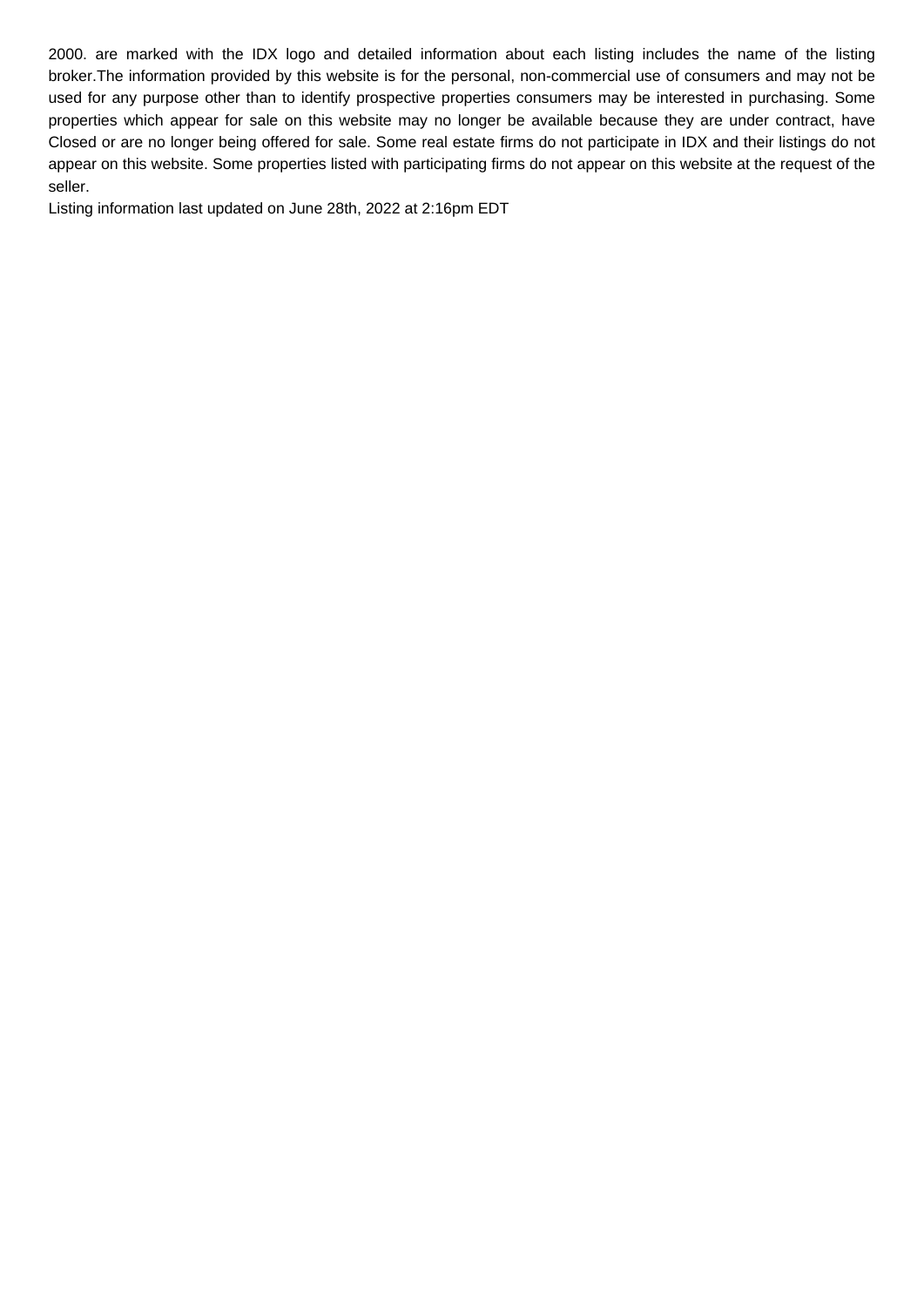2000. are marked with the IDX logo and detailed information about each listing includes the name of the listing broker.The information provided by this website is for the personal, non-commercial use of consumers and may not be used for any purpose other than to identify prospective properties consumers may be interested in purchasing. Some properties which appear for sale on this website may no longer be available because they are under contract, have Closed or are no longer being offered for sale. Some real estate firms do not participate in IDX and their listings do not appear on this website. Some properties listed with participating firms do not appear on this website at the request of the seller.

Listing information last updated on June 28th, 2022 at 2:16pm EDT